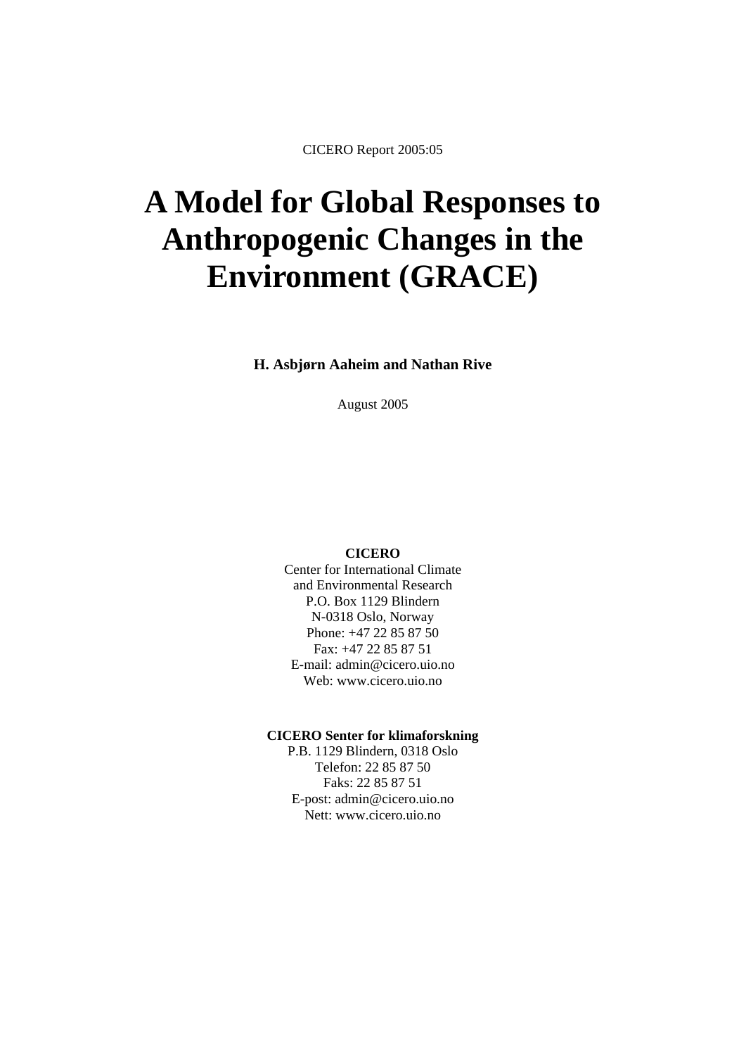CICERO Report 2005:05

# A Model for Global Responses to Anthropogenic Changes in the Environment (GRACE)

**H. Asbjørn Aaheim and Nathan Rive**

August 2005

**CICERO**
Center for International Climate
and Environmental Research
P.O. Box 1129 Blindern
N-0318 Oslo, Norway
Phone: +47 22 85 87 50
Fax: +47 22 85 87 51
E-mail: admin@cicero.uio.no
Web: www.cicero.uio.no

**CICERO Senter for klimaforskning**
P.B. 1129 Blindern, 0318 Oslo
Telefon: 22 85 87 50
Faks: 22 85 87 51
E-post: admin@cicero.uio.no
Nett: www.cicero.uio.no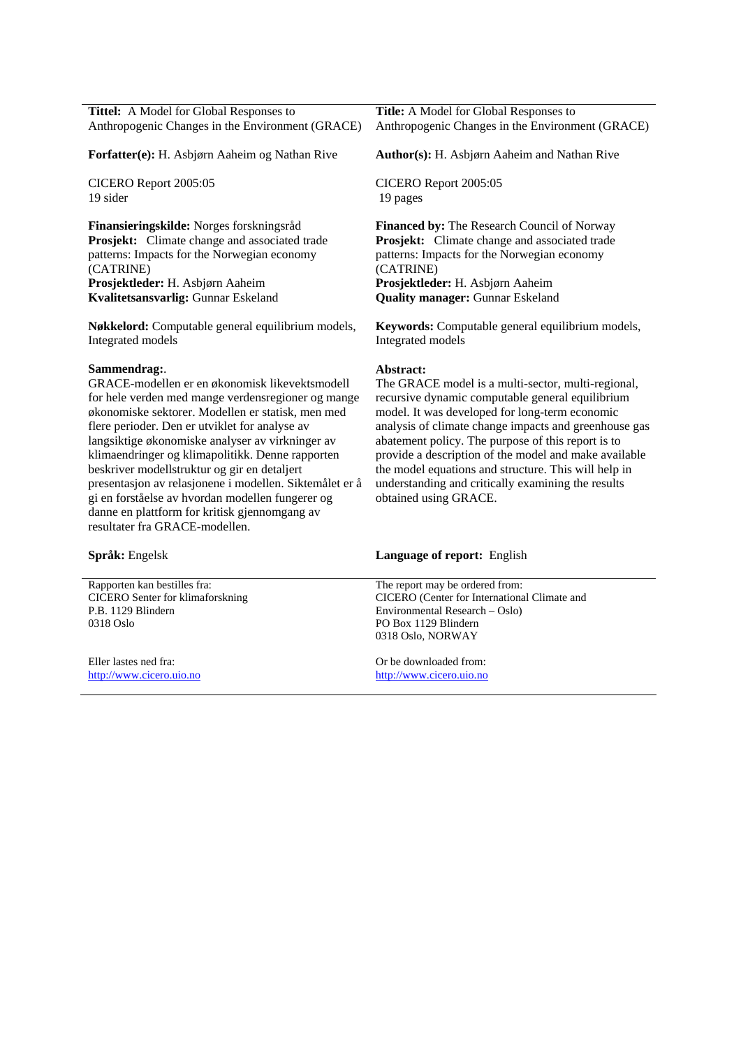**Tittel:** A Model for Global Responses to Anthropogenic Changes in the Environment (GRACE)

**Forfatter(e):** H. Asbjørn Aaheim og Nathan Rive

CICERO Report 2005:05
19 sider

**Finansieringskilde:** Norges forskningsråd
**Prosjekt:** Climate change and associated trade patterns: Impacts for the Norwegian economy (CATRINE)
**Prosjektleder:** H. Asbjørn Aaheim
**Kvalitetsansvarlig:** Gunnar Eskeland

**Nøkkelord:** Computable general equilibrium models, Integrated models

**Sammendrag:**.
GRACE-modellen er en økonomisk likevektsmodell for hele verden med mange verdensregioner og mange økonomiske sektorer. Modellen er statisk, men med flere perioder. Den er utviklet for analyse av langsiktige økonomiske analyser av virkninger av klimaendringer og klimapolitikk. Denne rapporten beskriver modellstruktur og gir en detaljert presentasjon av relasjonene i modellen. Siktemålet er å gi en forståelse av hvordan modellen fungerer og danne en plattform for kritisk gjennomgang av resultater fra GRACE-modellen.

**Språk:** Engelsk

Rapporten kan bestilles fra:
CICERO Senter for klimaforskning
P.B. 1129 Blindern
0318 Oslo

Eller lastes ned fra:
http://www.cicero.uio.no

---

**Title:** A Model for Global Responses to Anthropogenic Changes in the Environment (GRACE)

**Author(s):** H. Asbjørn Aaheim and Nathan Rive

CICERO Report 2005:05
19 pages

**Financed by:** The Research Council of Norway
**Prosjekt:** Climate change and associated trade patterns: Impacts for the Norwegian economy (CATRINE)
**Prosjektleder:** H. Asbjørn Aaheim
**Quality manager:** Gunnar Eskeland

**Keywords:** Computable general equilibrium models, Integrated models

**Abstract:**
The GRACE model is a multi-sector, multi-regional, recursive dynamic computable general equilibrium model. It was developed for long-term economic analysis of climate change impacts and greenhouse gas abatement policy. The purpose of this report is to provide a description of the model and make available the model equations and structure. This will help in understanding and critically examining the results obtained using GRACE.

**Language of report:** English

The report may be ordered from:
CICERO (Center for International Climate and Environmental Research – Oslo)
PO Box 1129 Blindern
0318 Oslo, NORWAY

Or be downloaded from:
http://www.cicero.uio.no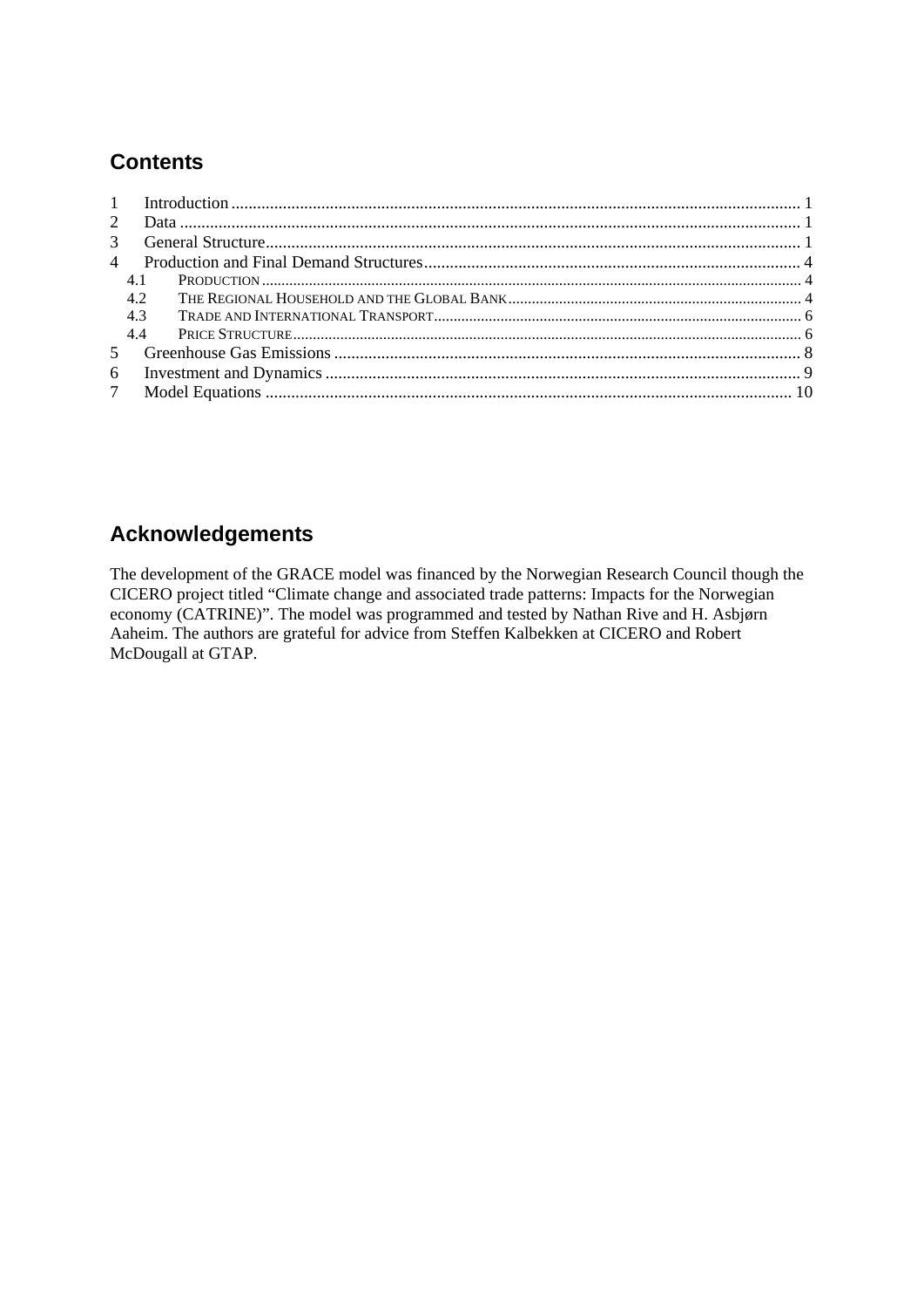## Contents

1 Introduction ........................................................................................................................ 1
2 Data .................................................................................................................................... 1
3 General Structure ................................................................................................................ 1
4 Production and Final Demand Structures ........................................................................ 4
  4.1 PRODUCTION ................................................................................................................ 4
  4.2 THE REGIONAL HOUSEHOLD AND THE GLOBAL BANK ............................................. 4
  4.3 TRADE AND INTERNATIONAL TRANSPORT ................................................................. 6
  4.4 PRICE STRUCTURE ........................................................................................................ 6
5 Greenhouse Gas Emissions ................................................................................................ 8
6 Investment and Dynamics .................................................................................................. 9
7 Model Equations ............................................................................................................... 10

## Acknowledgements

The development of the GRACE model was financed by the Norwegian Research Council though the CICERO project titled "Climate change and associated trade patterns: Impacts for the Norwegian economy (CATRINE)". The model was programmed and tested by Nathan Rive and H. Asbjørn Aaheim. The authors are grateful for advice from Steffen Kalbekken at CICERO and Robert McDougall at GTAP.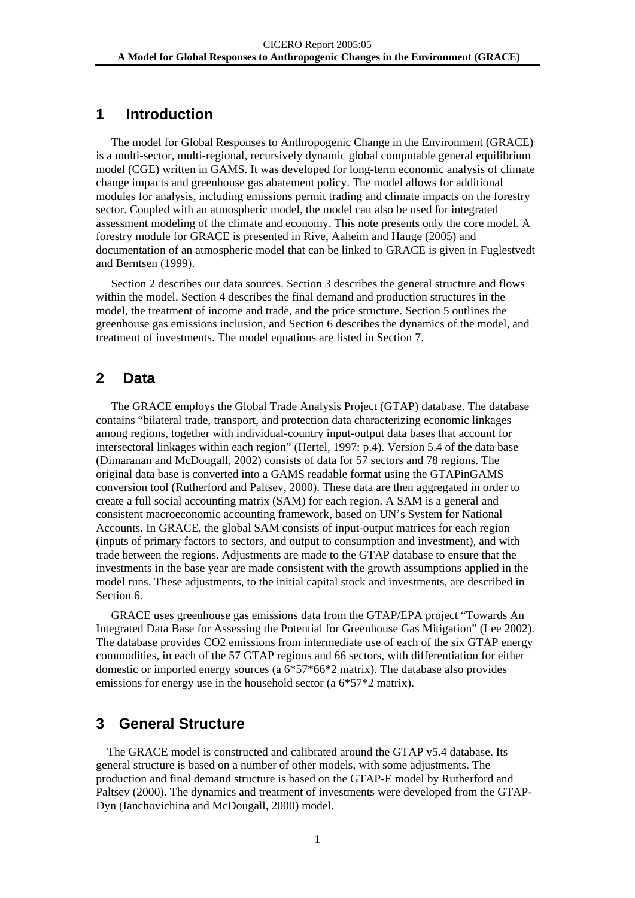# 1 Introduction

The model for Global Responses to Anthropogenic Change in the Environment (GRACE) is a multi-sector, multi-regional, recursively dynamic global computable general equilibrium model (CGE) written in GAMS. It was developed for long-term economic analysis of climate change impacts and greenhouse gas abatement policy. The model allows for additional modules for analysis, including emissions permit trading and climate impacts on the forestry sector. Coupled with an atmospheric model, the model can also be used for integrated assessment modeling of the climate and economy. This note presents only the core model. A forestry module for GRACE is presented in Rive, Aaheim and Hauge (2005) and documentation of an atmospheric model that can be linked to GRACE is given in Fuglestvedt and Berntsen (1999).

Section 2 describes our data sources. Section 3 describes the general structure and flows within the model. Section 4 describes the final demand and production structures in the model, the treatment of income and trade, and the price structure. Section 5 outlines the greenhouse gas emissions inclusion, and Section 6 describes the dynamics of the model, and treatment of investments. The model equations are listed in Section 7.

# 2 Data

The GRACE employs the Global Trade Analysis Project (GTAP) database. The database contains "bilateral trade, transport, and protection data characterizing economic linkages among regions, together with individual-country input-output data bases that account for intersectoral linkages within each region" (Hertel, 1997: p.4). Version 5.4 of the data base (Dimaranan and McDougall, 2002) consists of data for 57 sectors and 78 regions. The original data base is converted into a GAMS readable format using the GTAPinGAMS conversion tool (Rutherford and Paltsev, 2000). These data are then aggregated in order to create a full social accounting matrix (SAM) for each region. A SAM is a general and consistent macroeconomic accounting framework, based on UN's System for National Accounts. In GRACE, the global SAM consists of input-output matrices for each region (inputs of primary factors to sectors, and output to consumption and investment), and with trade between the regions. Adjustments are made to the GTAP database to ensure that the investments in the base year are made consistent with the growth assumptions applied in the model runs. These adjustments, to the initial capital stock and investments, are described in Section 6.

GRACE uses greenhouse gas emissions data from the GTAP/EPA project "Towards An Integrated Data Base for Assessing the Potential for Greenhouse Gas Mitigation" (Lee 2002). The database provides $CO_2$ emissions from intermediate use of each of the six GTAP energy commodities, in each of the 57 GTAP regions and 66 sectors, with differentiation for either domestic or imported energy sources (a 6\*57\*66\*2 matrix). The database also provides emissions for energy use in the household sector (a 6\*57\*2 matrix).

# 3 General Structure

The GRACE model is constructed and calibrated around the GTAP v5.4 database. Its general structure is based on a number of other models, with some adjustments. The production and final demand structure is based on the GTAP-E model by Rutherford and Paltsev (2000). The dynamics and treatment of investments were developed from the GTAP-Dyn (Ianchovichina and McDougall, 2000) model.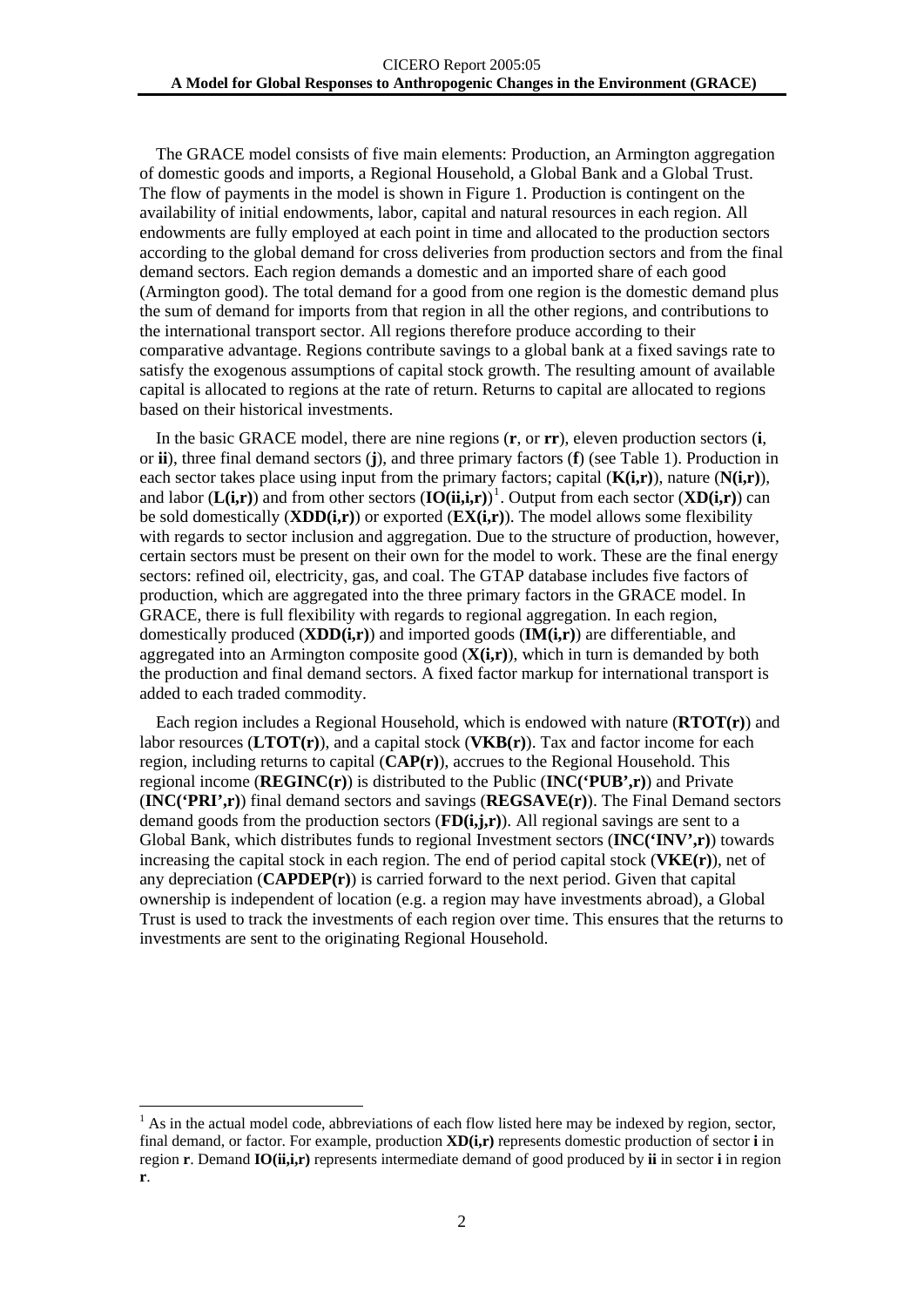The GRACE model consists of five main elements: Production, an Armington aggregation of domestic goods and imports, a Regional Household, a Global Bank and a Global Trust. The flow of payments in the model is shown in Figure 1. Production is contingent on the availability of initial endowments, labor, capital and natural resources in each region. All endowments are fully employed at each point in time and allocated to the production sectors according to the global demand for cross deliveries from production sectors and from the final demand sectors. Each region demands a domestic and an imported share of each good (Armington good). The total demand for a good from one region is the domestic demand plus the sum of demand for imports from that region in all the other regions, and contributions to the international transport sector. All regions therefore produce according to their comparative advantage. Regions contribute savings to a global bank at a fixed savings rate to satisfy the exogenous assumptions of capital stock growth. The resulting amount of available capital is allocated to regions at the rate of return. Returns to capital are allocated to regions based on their historical investments.

In the basic GRACE model, there are nine regions (**r**, or **rr**), eleven production sectors (**i**, or **ii**), three final demand sectors (**j**), and three primary factors (**f**) (see Table 1). Production in each sector takes place using input from the primary factors; capital (**K(i,r)**), nature (**N(i,r)**), and labor (**L(i,r)**) and from other sectors (**IO(ii,i,r)**)[1]. Output from each sector (**XD(i,r)**) can be sold domestically (**XDD(i,r)**) or exported (**EX(i,r)**). The model allows some flexibility with regards to sector inclusion and aggregation. Due to the structure of production, however, certain sectors must be present on their own for the model to work. These are the final energy sectors: refined oil, electricity, gas, and coal. The GTAP database includes five factors of production, which are aggregated into the three primary factors in the GRACE model. In GRACE, there is full flexibility with regards to regional aggregation. In each region, domestically produced (**XDD(i,r)**) and imported goods (**IM(i,r)**) are differentiable, and aggregated into an Armington composite good (**X(i,r)**), which in turn is demanded by both the production and final demand sectors. A fixed factor markup for international transport is added to each traded commodity.

Each region includes a Regional Household, which is endowed with nature (**RTOT(r)**) and labor resources (**LTOT(r)**), and a capital stock (**VKB(r)**). Tax and factor income for each region, including returns to capital (**CAP(r)**), accrues to the Regional Household. This regional income (**REGINC(r)**) is distributed to the Public (**INC('PUB',r)**) and Private (**INC('PRI',r)**) final demand sectors and savings (**REGSAVE(r)**). The Final Demand sectors demand goods from the production sectors (**FD(i,j,r)**). All regional savings are sent to a Global Bank, which distributes funds to regional Investment sectors (**INC('INV',r)**) towards increasing the capital stock in each region. The end of period capital stock (**VKE(r)**), net of any depreciation (**CAPDEP(r)**) is carried forward to the next period. Given that capital ownership is independent of location (e.g. a region may have investments abroad), a Global Trust is used to track the investments of each region over time. This ensures that the returns to investments are sent to the originating Regional Household.

---

[1] As in the actual model code, abbreviations of each flow listed here may be indexed by region, sector, final demand, or factor. For example, production **XD(i,r)** represents domestic production of sector **i** in region **r**. Demand **IO(ii,i,r)** represents intermediate demand of good produced by **ii** in sector **i** in region **r**.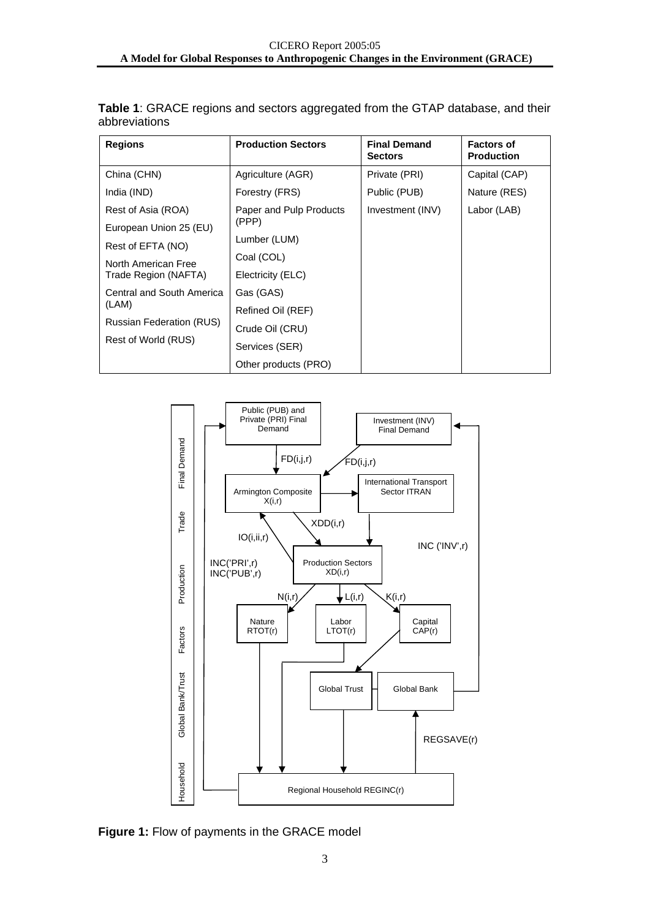**Table 1**: GRACE regions and sectors aggregated from the GTAP database, and their abbreviations

| Regions | Production Sectors | Final Demand Sectors | Factors of Production |
|---|---|---|---|
| China (CHN) | Agriculture (AGR) | Private (PRI) | Capital (CAP) |
| India (IND) | Forestry (FRS) | Public (PUB) | Nature (RES) |
| Rest of Asia (ROA) | Paper and Pulp Products (PPP) | Investment (INV) | Labor (LAB) |
| European Union 25 (EU) | Lumber (LUM) | | |
| Rest of EFTA (NO) | Coal (COL) | | |
| North American Free Trade Region (NAFTA) | Electricity (ELC) | | |
| Central and South America (LAM) | Gas (GAS) | | |
| Russian Federation (RUS) | Refined Oil (REF) | | |
| Rest of World (RUS) | Crude Oil (CRU) | | |
| | Services (SER) | | |
| | Other products (PRO) | | |

**Figure 1:** Flow of payments in the GRACE model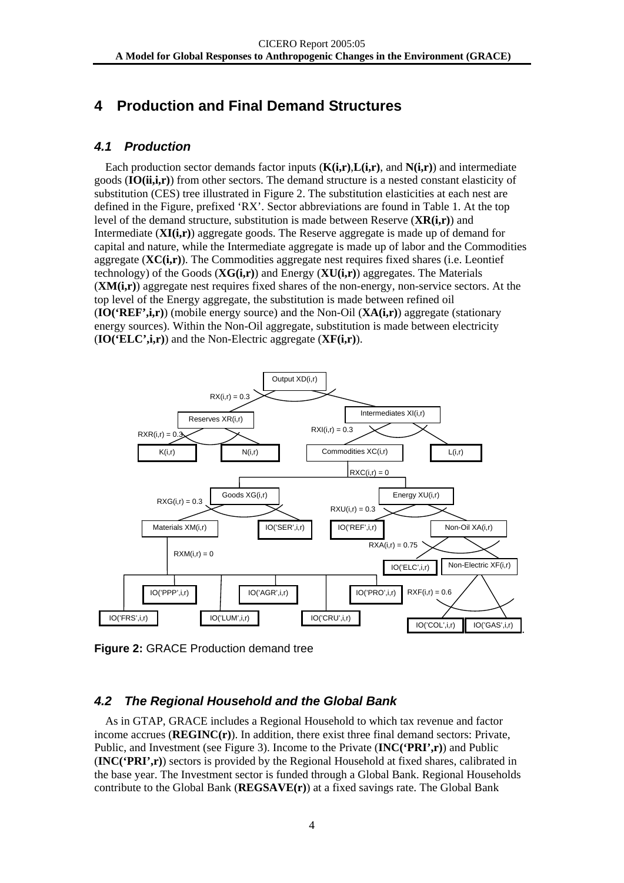# 4 Production and Final Demand Structures

## 4.1 Production

Each production sector demands factor inputs (**K(i,r)**,**L(i,r)**, and **N(i,r)**) and intermediate goods (**IO(ii,i,r)**) from other sectors. The demand structure is a nested constant elasticity of substitution (CES) tree illustrated in Figure 2. The substitution elasticities at each nest are defined in the Figure, prefixed 'RX'. Sector abbreviations are found in Table 1. At the top level of the demand structure, substitution is made between Reserve (**XR(i,r)**) and Intermediate (**XI(i,r)**) aggregate goods. The Reserve aggregate is made up of demand for capital and nature, while the Intermediate aggregate is made up of labor and the Commodities aggregate (**XC(i,r)**). The Commodities aggregate nest requires fixed shares (i.e. Leontief technology) of the Goods (**XG(i,r)**) and Energy (**XU(i,r)**) aggregates. The Materials (**XM(i,r)**) aggregate nest requires fixed shares of the non-energy, non-service sectors. At the top level of the Energy aggregate, the substitution is made between refined oil (**IO('REF',i,r)**) (mobile energy source) and the Non-Oil (**XA(i,r)**) aggregate (stationary energy sources). Within the Non-Oil aggregate, substitution is made between electricity (**IO('ELC',i,r)**) and the Non-Electric aggregate (**XF(i,r)**).

Output XD(i,r)
RX(i,r) = 0.3
Reserves XR(i,r)
Intermediates XI(i,r)
RXR(i,r) = 0.3
RXI(i,r) = 0.3
K(i,r)
N(i,r)
Commodities XC(i,r)
L(i,r)
RXC(i,r) = 0
Goods XG(i,r)
Energy XU(i,r)
RXG(i,r) = 0.3
RXU(i,r) = 0.3
Materials XM(i,r)
IO('SER',i,r)
IO('REF',i,r)
Non-Oil XA(i,r)
RXA(i,r) = 0.75
RXM(i,r) = 0
IO('ELC',i,r)
Non-Electric XF(i,r)
IO('PPP',i,r)
IO('AGR',i,r)
IO('PRO',i,r)
RXF(i,r) = 0.6
IO('FRS',i,r)
IO('LUM',i,r)
IO('CRU',i,r)
IO('COL',i,r)
IO('GAS',i,r)

**Figure 2:** GRACE Production demand tree

## 4.2 The Regional Household and the Global Bank

As in GTAP, GRACE includes a Regional Household to which tax revenue and factor income accrues (**REGINC(r)**). In addition, there exist three final demand sectors: Private, Public, and Investment (see Figure 3). Income to the Private (**INC('PRI',r)**) and Public (**INC('PRI',r)**) sectors is provided by the Regional Household at fixed shares, calibrated in the base year. The Investment sector is funded through a Global Bank. Regional Households contribute to the Global Bank (**REGSAVE(r)**) at a fixed savings rate. The Global Bank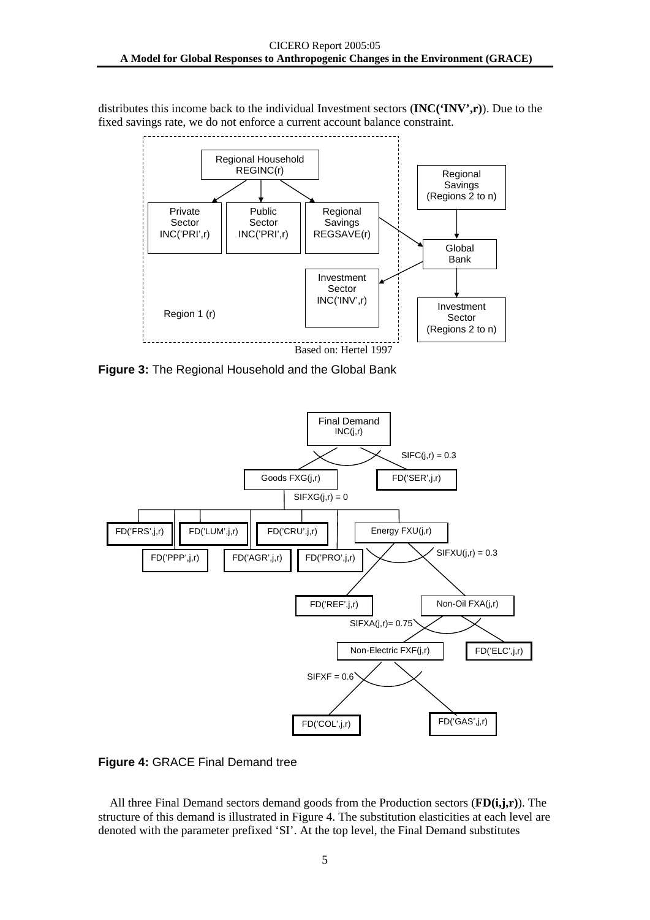distributes this income back to the individual Investment sectors (**INC('INV',r)**). Due to the fixed savings rate, we do not enforce a current account balance constraint.

Based on: Hertel 1997

**Figure 3:** The Regional Household and the Global Bank

**Figure 4:** GRACE Final Demand tree

All three Final Demand sectors demand goods from the Production sectors (**FD(i,j,r)**). The structure of this demand is illustrated in Figure 4. The substitution elasticities at each level are denoted with the parameter prefixed 'SI'. At the top level, the Final Demand substitutes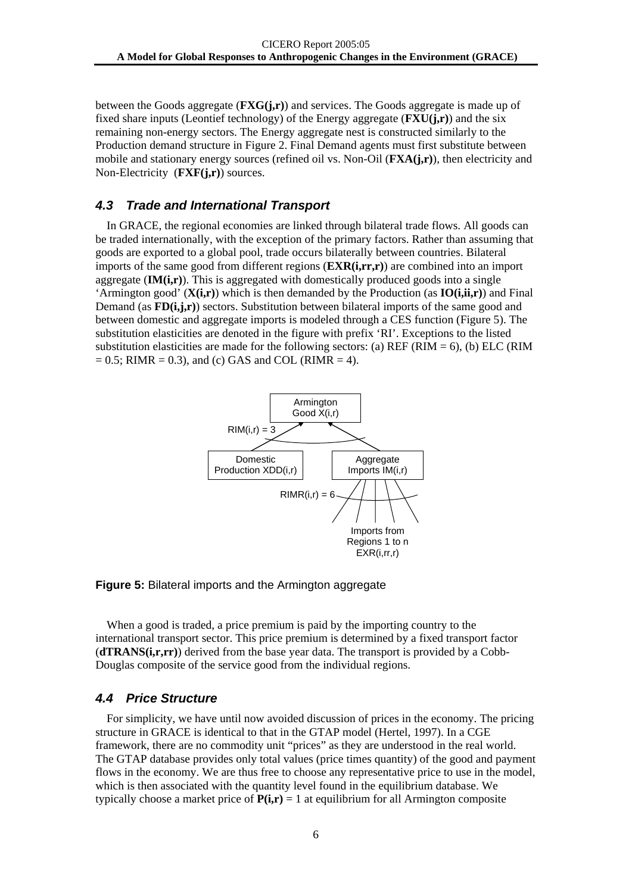between the Goods aggregate (**FXG(j,r)**) and services. The Goods aggregate is made up of fixed share inputs (Leontief technology) of the Energy aggregate (**FXU(j,r)**) and the six remaining non-energy sectors. The Energy aggregate nest is constructed similarly to the Production demand structure in Figure 2. Final Demand agents must first substitute between mobile and stationary energy sources (refined oil vs. Non-Oil (**FXA(j,r)**), then electricity and Non-Electricity (**FXF(j,r)**) sources.

## *4.3 Trade and International Transport*

In GRACE, the regional economies are linked through bilateral trade flows. All goods can be traded internationally, with the exception of the primary factors. Rather than assuming that goods are exported to a global pool, trade occurs bilaterally between countries. Bilateral imports of the same good from different regions (**EXR(i,rr,r)**) are combined into an import aggregate (**IM(i,r)**). This is aggregated with domestically produced goods into a single 'Armington good' (**X(i,r)**) which is then demanded by the Production (as **IO(i,ii,r)**) and Final Demand (as **FD(i,j,r)**) sectors. Substitution between bilateral imports of the same good and between domestic and aggregate imports is modeled through a CES function (Figure 5). The substitution elasticities are denoted in the figure with prefix 'RI'. Exceptions to the listed substitution elasticities are made for the following sectors: (a) REF (RIM = 6), (b) ELC (RIM = 0.5; RIMR = 0.3), and (c) GAS and COL (RIMR = 4).

Armington Good X(i,r)

RIM(i,r) = 3

Domestic Production XDD(i,r)

Aggregate Imports IM(i,r)

RIMR(i,r) = 6

Imports from Regions 1 to n EXR(i,rr,r)

**Figure 5:** Bilateral imports and the Armington aggregate

When a good is traded, a price premium is paid by the importing country to the international transport sector. This price premium is determined by a fixed transport factor (**dTRANS(i,r,rr)**) derived from the base year data. The transport is provided by a Cobb-Douglas composite of the service good from the individual regions.

## *4.4 Price Structure*

For simplicity, we have until now avoided discussion of prices in the economy. The pricing structure in GRACE is identical to that in the GTAP model (Hertel, 1997). In a CGE framework, there are no commodity unit "prices" as they are understood in the real world. The GTAP database provides only total values (price times quantity) of the good and payment flows in the economy. We are thus free to choose any representative price to use in the model, which is then associated with the quantity level found in the equilibrium database. We typically choose a market price of **P(i,r)** = 1 at equilibrium for all Armington composite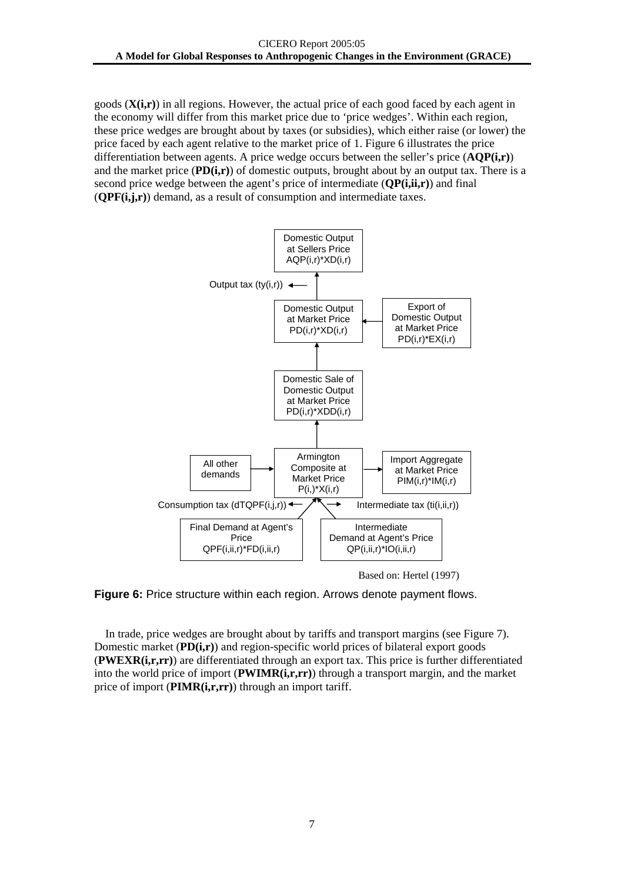goods (**X(i,r)**) in all regions. However, the actual price of each good faced by each agent in the economy will differ from this market price due to 'price wedges'. Within each region, these price wedges are brought about by taxes (or subsidies), which either raise (or lower) the price faced by each agent relative to the market price of 1. Figure 6 illustrates the price differentiation between agents. A price wedge occurs between the seller's price (**AQP(i,r)**) and the market price (**PD(i,r)**) of domestic outputs, brought about by an output tax. There is a second price wedge between the agent's price of intermediate (**QP(i,ii,r)**) and final (**QPF(i,j,r)**) demand, as a result of consumption and intermediate taxes.

Domestic Output at Sellers Price AQP(i,r)*XD(i,r)

Output tax (ty(i,r))

Domestic Output at Market Price PD(i,r)*XD(i,r)

Export of Domestic Output at Market Price PD(i,r)*EX(i,r)

Domestic Sale of Domestic Output at Market Price PD(i,r)*XDD(i,r)

All other demands

Armington Composite at Market Price P(i,)*X(i,r)

Import Aggregate at Market Price PIM(i,r)*IM(i,r)

Consumption tax (dTQPF(i,j,r))

Intermediate tax (ti(i,ii,r))

Final Demand at Agent's Price QPF(i,ii,r)*FD(i,ii,r)

Intermediate Demand at Agent's Price QP(i,ii,r)*IO(i,ii,r)

Based on: Hertel (1997)

**Figure 6:** Price structure within each region. Arrows denote payment flows.

In trade, price wedges are brought about by tariffs and transport margins (see Figure 7). Domestic market (**PD(i,r)**) and region-specific world prices of bilateral export goods (**PWEXR(i,r,rr)**) are differentiated through an export tax. This price is further differentiated into the world price of import (**PWIMR(i,r,rr)**) through a transport margin, and the market price of import (**PIMR(i,r,rr)**) through an import tariff.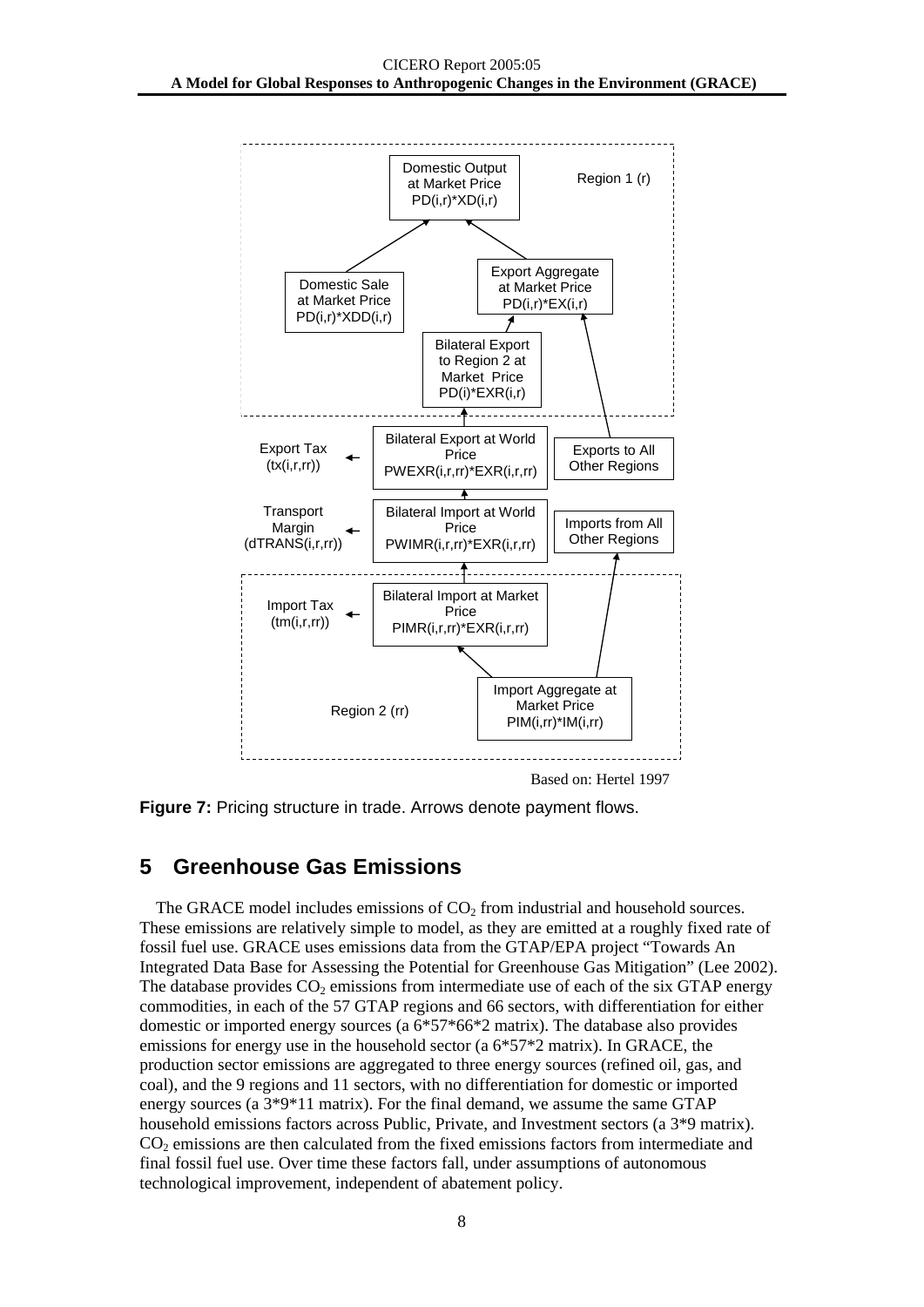Domestic Output at Market Price PD(i,r)*XD(i,r)

Region 1 (r)

Domestic Sale at Market Price PD(i,r)*XDD(i,r)

Export Aggregate at Market Price PD(i,r)*EX(i,r)

Bilateral Export to Region 2 at Market Price PD(i)*EXR(i,r)

Export Tax (tx(i,r,rr))

Bilateral Export at World Price PWEXR(i,r,rr)*EXR(i,r,rr)

Exports to All Other Regions

Transport Margin (dTRANS(i,r,rr))

Bilateral Import at World Price PWIMR(i,r,rr)*EXR(i,r,rr)

Imports from All Other Regions

Import Tax (tm(i,r,rr))

Bilateral Import at Market Price PIMR(i,r,rr)*EXR(i,r,rr)

Region 2 (rr)

Import Aggregate at Market Price PIM(i,rr)*IM(i,rr)

Based on: Hertel 1997

**Figure 7:** Pricing structure in trade. Arrows denote payment flows.

## 5 Greenhouse Gas Emissions

The GRACE model includes emissions of $CO_2$ from industrial and household sources. These emissions are relatively simple to model, as they are emitted at a roughly fixed rate of fossil fuel use. GRACE uses emissions data from the GTAP/EPA project "Towards An Integrated Data Base for Assessing the Potential for Greenhouse Gas Mitigation" (Lee 2002). The database provides $CO_2$ emissions from intermediate use of each of the six GTAP energy commodities, in each of the 57 GTAP regions and 66 sectors, with differentiation for either domestic or imported energy sources (a 6*57*66*2 matrix). The database also provides emissions for energy use in the household sector (a 6*57*2 matrix). In GRACE, the production sector emissions are aggregated to three energy sources (refined oil, gas, and coal), and the 9 regions and 11 sectors, with no differentiation for domestic or imported energy sources (a 3*9*11 matrix). For the final demand, we assume the same GTAP household emissions factors across Public, Private, and Investment sectors (a 3*9 matrix). $CO_2$ emissions are then calculated from the fixed emissions factors from intermediate and final fossil fuel use. Over time these factors fall, under assumptions of autonomous technological improvement, independent of abatement policy.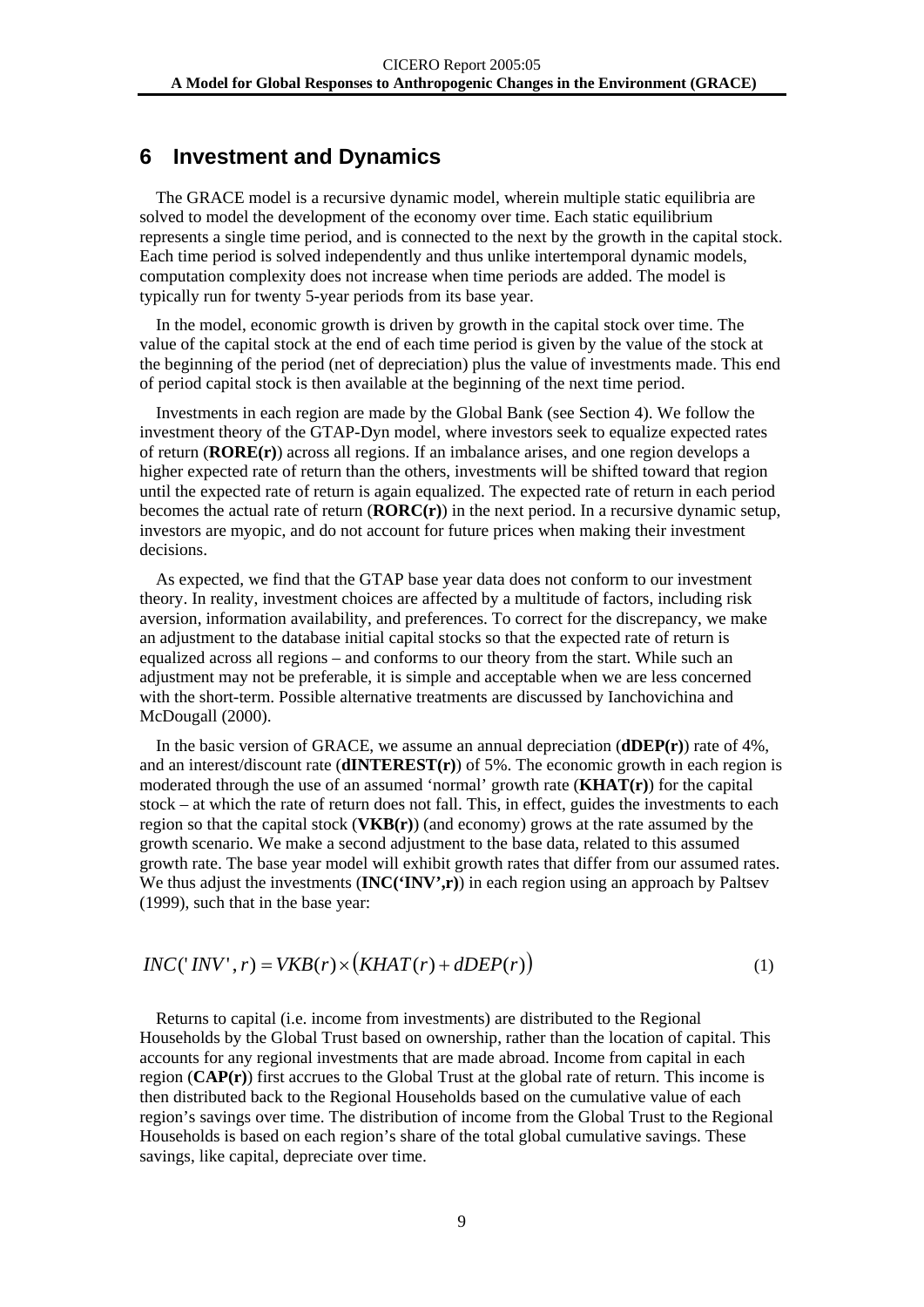## 6 Investment and Dynamics

The GRACE model is a recursive dynamic model, wherein multiple static equilibria are solved to model the development of the economy over time. Each static equilibrium represents a single time period, and is connected to the next by the growth in the capital stock. Each time period is solved independently and thus unlike intertemporal dynamic models, computation complexity does not increase when time periods are added. The model is typically run for twenty 5-year periods from its base year.

In the model, economic growth is driven by growth in the capital stock over time. The value of the capital stock at the end of each time period is given by the value of the stock at the beginning of the period (net of depreciation) plus the value of investments made. This end of period capital stock is then available at the beginning of the next time period.

Investments in each region are made by the Global Bank (see Section 4). We follow the investment theory of the GTAP-Dyn model, where investors seek to equalize expected rates of return (**RORE(r)**) across all regions. If an imbalance arises, and one region develops a higher expected rate of return than the others, investments will be shifted toward that region until the expected rate of return is again equalized. The expected rate of return in each period becomes the actual rate of return (**RORC(r)**) in the next period. In a recursive dynamic setup, investors are myopic, and do not account for future prices when making their investment decisions.

As expected, we find that the GTAP base year data does not conform to our investment theory. In reality, investment choices are affected by a multitude of factors, including risk aversion, information availability, and preferences. To correct for the discrepancy, we make an adjustment to the database initial capital stocks so that the expected rate of return is equalized across all regions – and conforms to our theory from the start. While such an adjustment may not be preferable, it is simple and acceptable when we are less concerned with the short-term. Possible alternative treatments are discussed by Ianchovichina and McDougall (2000).

In the basic version of GRACE, we assume an annual depreciation (**dDEP(r)**) rate of 4%, and an interest/discount rate (**dINTEREST(r)**) of 5%. The economic growth in each region is moderated through the use of an assumed 'normal' growth rate (**KHAT(r)**) for the capital stock – at which the rate of return does not fall. This, in effect, guides the investments to each region so that the capital stock (**VKB(r)**) (and economy) grows at the rate assumed by the growth scenario. We make a second adjustment to the base data, related to this assumed growth rate. The base year model will exhibit growth rates that differ from our assumed rates. We thus adjust the investments (**INC('INV',r)**) in each region using an approach by Paltsev (1999), such that in the base year:

$$INC('INV', r) = VKB(r) \times \left(KHAT(r) + dDEP(r)\right) \tag{1}$$

Returns to capital (i.e. income from investments) are distributed to the Regional Households by the Global Trust based on ownership, rather than the location of capital. This accounts for any regional investments that are made abroad. Income from capital in each region (**CAP(r)**) first accrues to the Global Trust at the global rate of return. This income is then distributed back to the Regional Households based on the cumulative value of each region's savings over time. The distribution of income from the Global Trust to the Regional Households is based on each region's share of the total global cumulative savings. These savings, like capital, depreciate over time.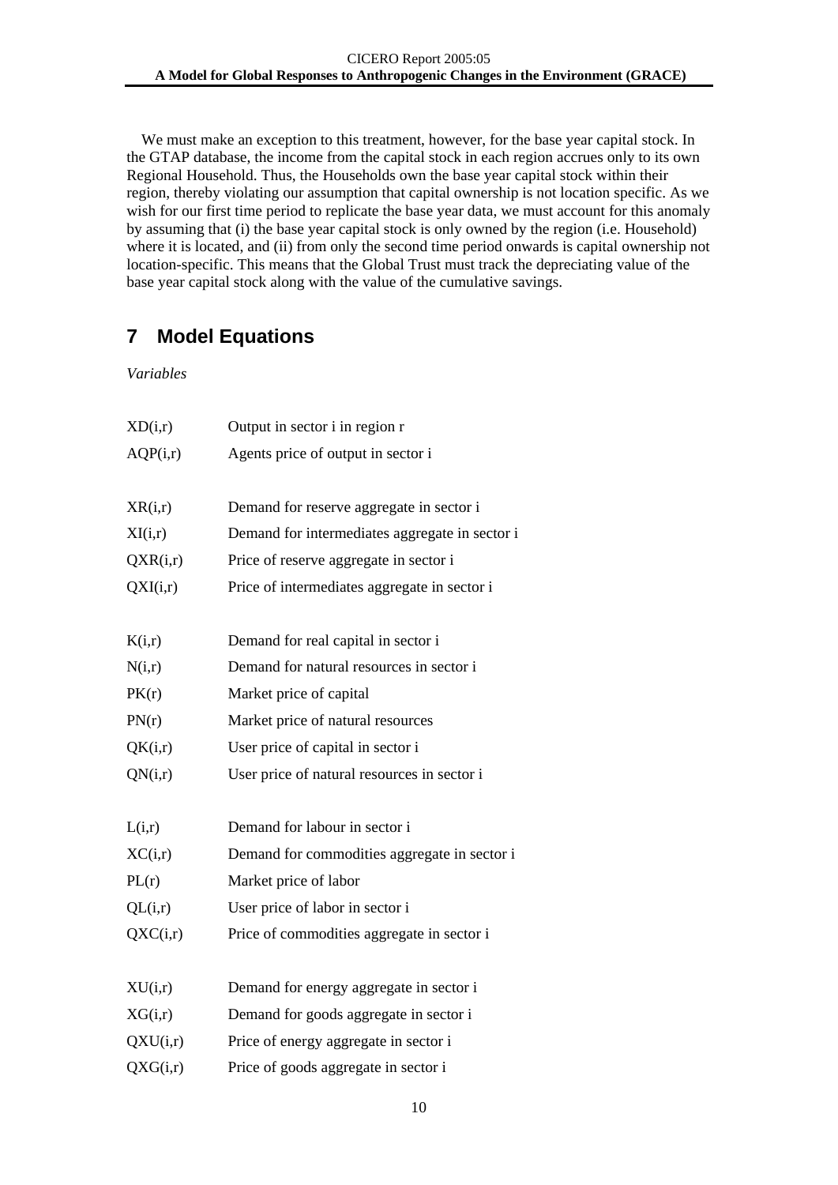We must make an exception to this treatment, however, for the base year capital stock. In the GTAP database, the income from the capital stock in each region accrues only to its own Regional Household. Thus, the Households own the base year capital stock within their region, thereby violating our assumption that capital ownership is not location specific. As we wish for our first time period to replicate the base year data, we must account for this anomaly by assuming that (i) the base year capital stock is only owned by the region (i.e. Household) where it is located, and (ii) from only the second time period onwards is capital ownership not location-specific. This means that the Global Trust must track the depreciating value of the base year capital stock along with the value of the cumulative savings.

# 7 Model Equations

*Variables*

| | |
|---|---|
| XD(i,r) | Output in sector i in region r |
| AQP(i,r) | Agents price of output in sector i |
| | |
| XR(i,r) | Demand for reserve aggregate in sector i |
| XI(i,r) | Demand for intermediates aggregate in sector i |
| QXR(i,r) | Price of reserve aggregate in sector i |
| QXI(i,r) | Price of intermediates aggregate in sector i |
| | |
| K(i,r) | Demand for real capital in sector i |
| N(i,r) | Demand for natural resources in sector i |
| PK(r) | Market price of capital |
| PN(r) | Market price of natural resources |
| QK(i,r) | User price of capital in sector i |
| QN(i,r) | User price of natural resources in sector i |
| | |
| L(i,r) | Demand for labour in sector i |
| XC(i,r) | Demand for commodities aggregate in sector i |
| PL(r) | Market price of labor |
| QL(i,r) | User price of labor in sector i |
| QXC(i,r) | Price of commodities aggregate in sector i |
| | |
| XU(i,r) | Demand for energy aggregate in sector i |
| XG(i,r) | Demand for goods aggregate in sector i |
| QXU(i,r) | Price of energy aggregate in sector i |
| QXG(i,r) | Price of goods aggregate in sector i |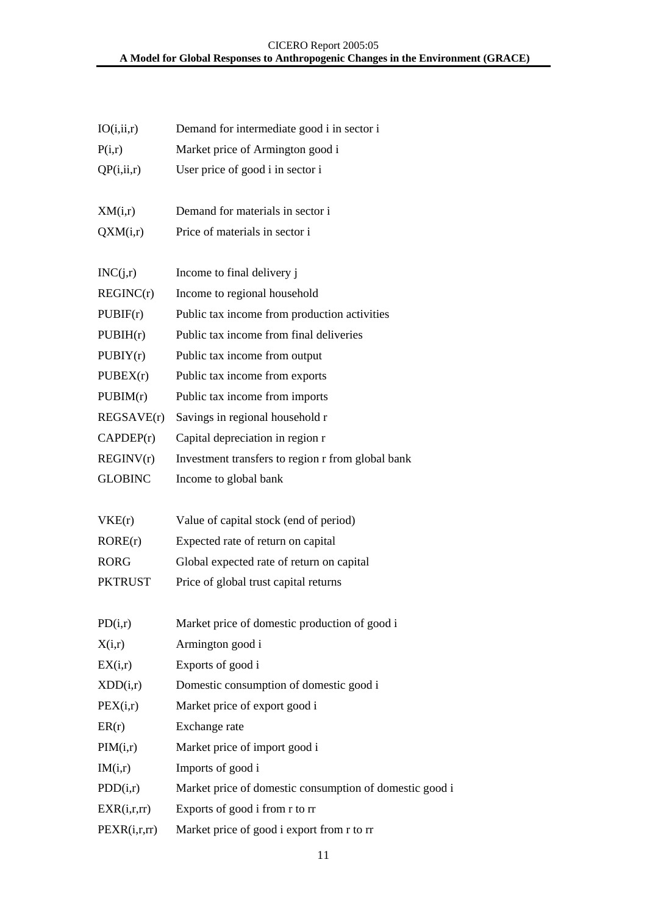| | |
|---|---|
| IO(i,ii,r) | Demand for intermediate good i in sector i |
| P(i,r) | Market price of Armington good i |
| QP(i,ii,r) | User price of good i in sector i |
| | |
| XM(i,r) | Demand for materials in sector i |
| QXM(i,r) | Price of materials in sector i |
| | |
| INC(j,r) | Income to final delivery j |
| REGINC(r) | Income to regional household |
| PUBIF(r) | Public tax income from production activities |
| PUBIH(r) | Public tax income from final deliveries |
| PUBIY(r) | Public tax income from output |
| PUBEX(r) | Public tax income from exports |
| PUBIM(r) | Public tax income from imports |
| REGSAVE(r) | Savings in regional household r |
| CAPDEP(r) | Capital depreciation in region r |
| REGINV(r) | Investment transfers to region r from global bank |
| GLOBINC | Income to global bank |
| | |
| VKE(r) | Value of capital stock (end of period) |
| RORE(r) | Expected rate of return on capital |
| RORG | Global expected rate of return on capital |
| PKTRUST | Price of global trust capital returns |
| | |
| PD(i,r) | Market price of domestic production of good i |
| X(i,r) | Armington good i |
| EX(i,r) | Exports of good i |
| XDD(i,r) | Domestic consumption of domestic good i |
| PEX(i,r) | Market price of export good i |
| ER(r) | Exchange rate |
| PIM(i,r) | Market price of import good i |
| IM(i,r) | Imports of good i |
| PDD(i,r) | Market price of domestic consumption of domestic good i |
| EXR(i,r,rr) | Exports of good i from r to rr |
| PEXR(i,r,rr) | Market price of good i export from r to rr |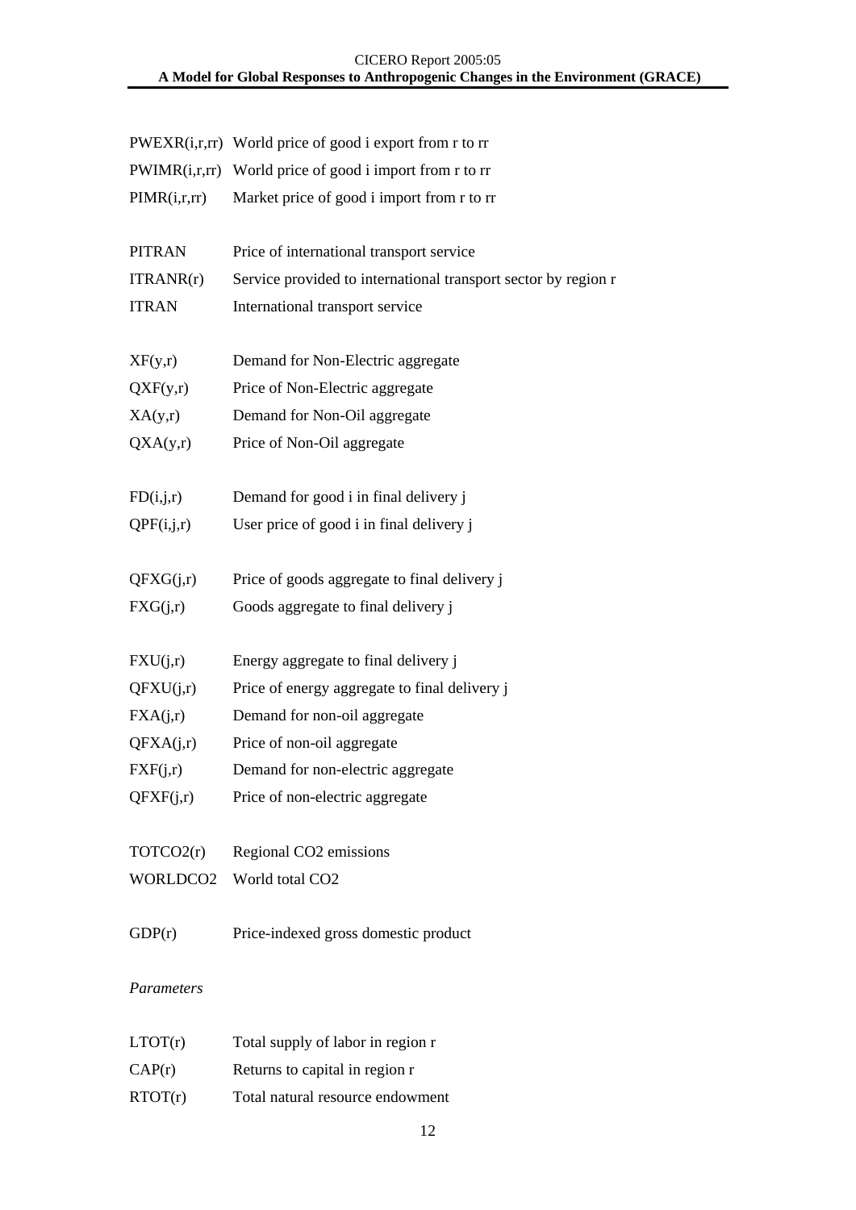| | |
|---|---|
| PWEXR(i,r,rr) | World price of good i export from r to rr |
| PWIMR(i,r,rr) | World price of good i import from r to rr |
| PIMR(i,r,rr) | Market price of good i import from r to rr |
| | |
| PITRAN | Price of international transport service |
| ITRANR(r) | Service provided to international transport sector by region r |
| ITRAN | International transport service |
| | |
| XF(y,r) | Demand for Non-Electric aggregate |
| QXF(y,r) | Price of Non-Electric aggregate |
| XA(y,r) | Demand for Non-Oil aggregate |
| QXA(y,r) | Price of Non-Oil aggregate |
| | |
| FD(i,j,r) | Demand for good i in final delivery j |
| QPF(i,j,r) | User price of good i in final delivery j |
| | |
| QFXG(j,r) | Price of goods aggregate to final delivery j |
| FXG(j,r) | Goods aggregate to final delivery j |
| | |
| FXU(j,r) | Energy aggregate to final delivery j |
| QFXU(j,r) | Price of energy aggregate to final delivery j |
| FXA(j,r) | Demand for non-oil aggregate |
| QFXA(j,r) | Price of non-oil aggregate |
| FXF(j,r) | Demand for non-electric aggregate |
| QFXF(j,r) | Price of non-electric aggregate |
| | |
| TOTCO2(r) | Regional $CO_2$ emissions |
| WORLDCO2 | World total $CO_2$ |
| | |
| GDP(r) | Price-indexed gross domestic product |

*Parameters*

| | |
|---|---|
| LTOT(r) | Total supply of labor in region r |
| CAP(r) | Returns to capital in region r |
| RTOT(r) | Total natural resource endowment |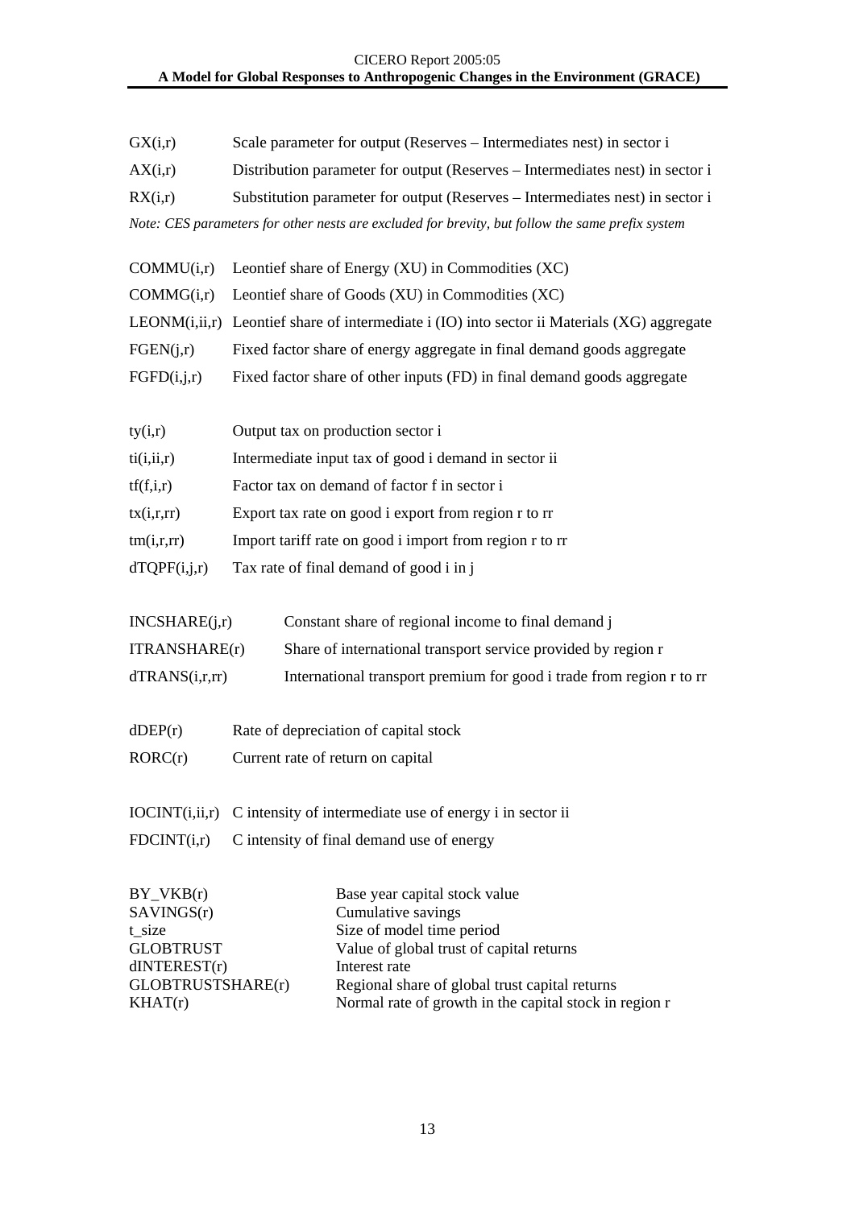GX(i,r) Scale parameter for output (Reserves – Intermediates nest) in sector i

AX(i,r) Distribution parameter for output (Reserves – Intermediates nest) in sector i

RX(i,r) Substitution parameter for output (Reserves – Intermediates nest) in sector i

*Note: CES parameters for other nests are excluded for brevity, but follow the same prefix system*

COMMU(i,r) Leontief share of Energy (XU) in Commodities (XC)

COMMG(i,r) Leontief share of Goods (XU) in Commodities (XC)

LEONM(i,ii,r) Leontief share of intermediate i (IO) into sector ii Materials (XG) aggregate

FGEN(j,r) Fixed factor share of energy aggregate in final demand goods aggregate

FGFD(i,j,r) Fixed factor share of other inputs (FD) in final demand goods aggregate

ty(i,r) Output tax on production sector i

ti(i,ii,r) Intermediate input tax of good i demand in sector ii

tf(f,i,r) Factor tax on demand of factor f in sector i

tx(i,r,rr) Export tax rate on good i export from region r to rr

tm(i,r,rr) Import tariff rate on good i import from region r to rr

dTQPF(i,j,r) Tax rate of final demand of good i in j

INCSHARE(j,r) Constant share of regional income to final demand j

ITRANSHARE(r) Share of international transport service provided by region r

dTRANS(i,r,rr) International transport premium for good i trade from region r to rr

dDEP(r) Rate of depreciation of capital stock

RORC(r) Current rate of return on capital

IOCINT(i,ii,r) C intensity of intermediate use of energy i in sector ii

FDCINT(i,r) C intensity of final demand use of energy

BY_VKB(r) Base year capital stock value

SAVINGS(r) Cumulative savings

t_size Size of model time period

GLOBTRUST Value of global trust of capital returns

dINTEREST(r) Interest rate

GLOBTRUSTSHARE(r) Regional share of global trust capital returns

KHAT(r) Normal rate of growth in the capital stock in region r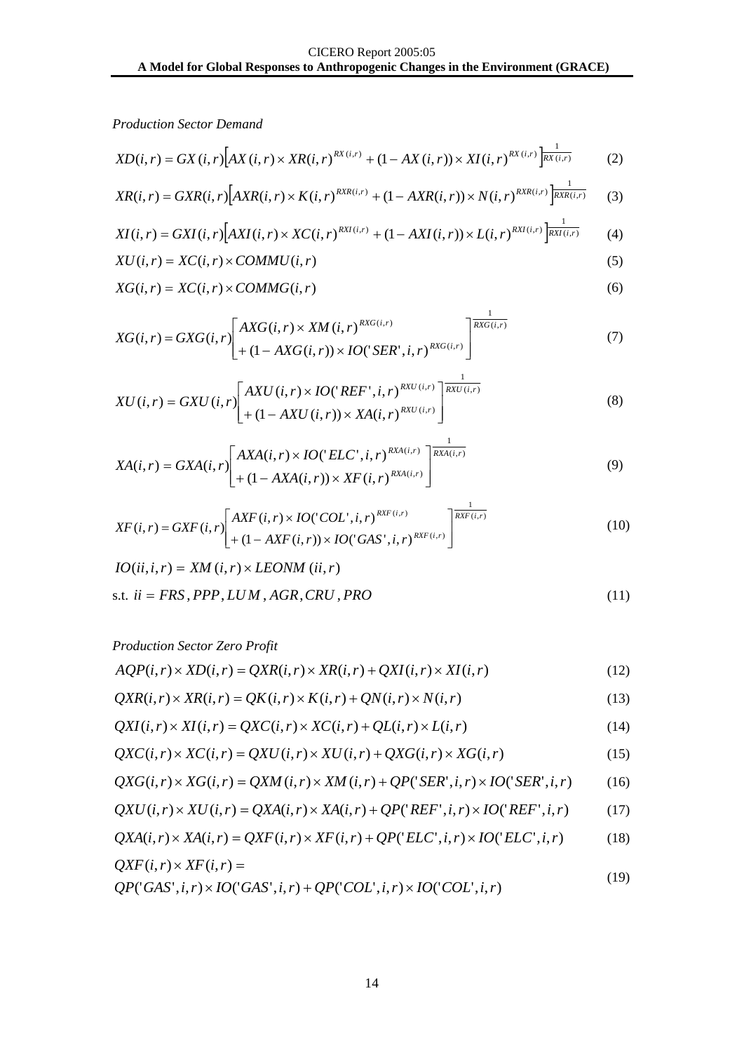*Production Sector Demand*

$$XD(i,r) = GX(i,r)\left[AX(i,r) \times XR(i,r)^{RX(i,r)} + (1 - AX(i,r)) \times XI(i,r)^{RX(i,r)}\right]^{\frac{1}{RX(i,r)}} \tag{2}$$

$$XR(i,r) = GXR(i,r)\left[AXR(i,r) \times K(i,r)^{RXR(i,r)} + (1 - AXR(i,r)) \times N(i,r)^{RXR(i,r)}\right]^{\frac{1}{RXR(i,r)}} \tag{3}$$

$$XI(i,r) = GXI(i,r)\left[AXI(i,r) \times XC(i,r)^{RXI(i,r)} + (1 - AXI(i,r)) \times L(i,r)^{RXI(i,r)}\right]^{\frac{1}{RXI(i,r)}} \tag{4}$$

$$XU(i,r) = XC(i,r) \times COMMU(i,r) \tag{5}$$

$$XG(i,r) = XC(i,r) \times COMMG(i,r) \tag{6}$$

$$XG(i,r) = GXG(i,r)\begin{bmatrix} AXG(i,r) \times XM(i,r)^{RXG(i,r)} \\ + (1 - AXG(i,r)) \times IO('SER', i,r)^{RXG(i,r)} \end{bmatrix}^{\frac{1}{RXG(i,r)}} \tag{7}$$

$$XU(i,r) = GXU(i,r)\begin{bmatrix} AXU(i,r) \times IO('REF', i,r)^{RXU(i,r)} \\ + (1 - AXU(i,r)) \times XA(i,r)^{RXU(i,r)} \end{bmatrix}^{\frac{1}{RXU(i,r)}} \tag{8}$$

$$XA(i,r) = GXA(i,r)\begin{bmatrix} AXA(i,r) \times IO('ELC', i,r)^{RXA(i,r)} \\ + (1 - AXA(i,r)) \times XF(i,r)^{RXA(i,r)} \end{bmatrix}^{\frac{1}{RXA(i,r)}} \tag{9}$$

$$XF(i,r) = GXF(i,r)\begin{bmatrix} AXF(i,r) \times IO('COL', i,r)^{RXF(i,r)} \\ + (1 - AXF(i,r)) \times IO('GAS', i,r)^{RXF(i,r)} \end{bmatrix}^{\frac{1}{RXF(i,r)}} \tag{10}$$

$$IO(ii,i,r) = XM(i,r) \times LEONM(ii,r)$$
$$\text{s.t. } ii = FRS, PPP, LUM, AGR, CRU, PRO \tag{11}$$

*Production Sector Zero Profit*

$$AQP(i,r) \times XD(i,r) = QXR(i,r) \times XR(i,r) + QXI(i,r) \times XI(i,r) \tag{12}$$

$$QXR(i,r) \times XR(i,r) = QK(i,r) \times K(i,r) + QN(i,r) \times N(i,r) \tag{13}$$

$$QXI(i,r) \times XI(i,r) = QXC(i,r) \times XC(i,r) + QL(i,r) \times L(i,r) \tag{14}$$

$$QXC(i,r) \times XC(i,r) = QXU(i,r) \times XU(i,r) + QXG(i,r) \times XG(i,r) \tag{15}$$

$$QXG(i,r) \times XG(i,r) = QXM(i,r) \times XM(i,r) + QP('SER', i,r) \times IO('SER', i,r) \tag{16}$$

$$QXU(i,r) \times XU(i,r) = QXA(i,r) \times XA(i,r) + QP('REF', i,r) \times IO('REF', i,r) \tag{17}$$

$$QXA(i,r) \times XA(i,r) = QXF(i,r) \times XF(i,r) + QP('ELC', i,r) \times IO('ELC', i,r) \tag{18}$$

$$QXF(i,r) \times XF(i,r) =$$
$$QP('GAS', i,r) \times IO('GAS', i,r) + QP('COL', i,r) \times IO('COL', i,r) \tag{19}$$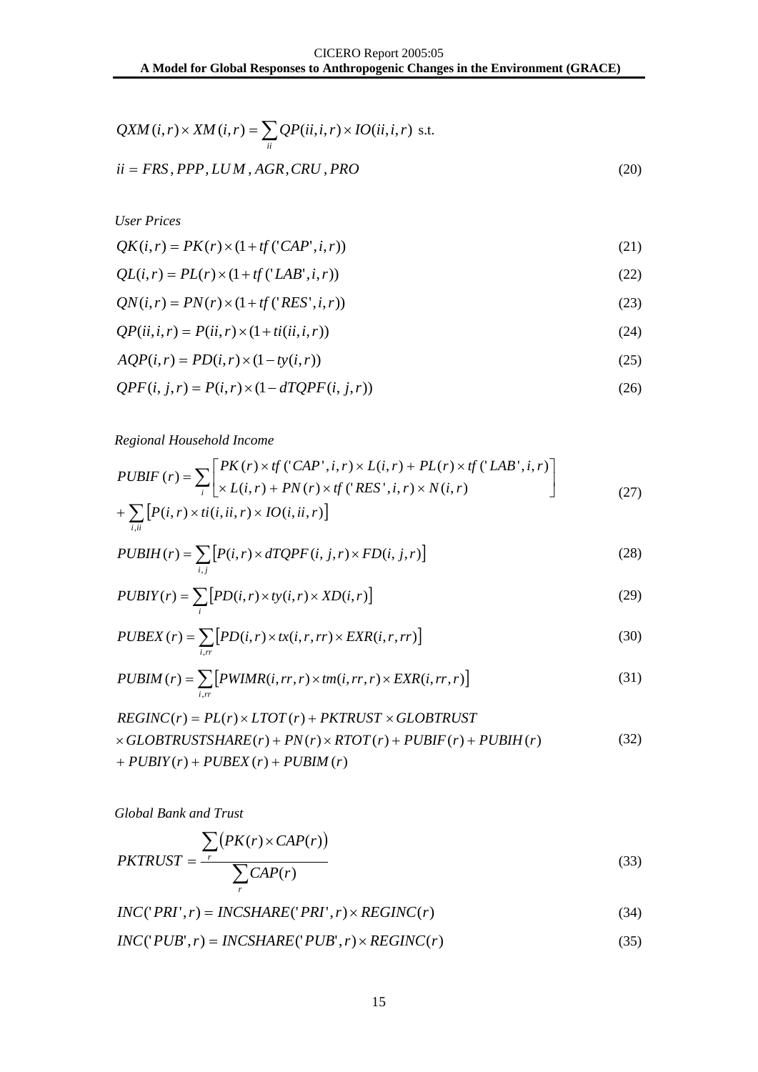$$QXM(i,r) \times XM(i,r) = \sum_{ii} QP(ii,i,r) \times IO(ii,i,r) \text{ s.t.}$$
$$ii = FRS, PPP, LUM, AGR, CRU, PRO \tag{20}$$

*User Prices*

$$QK(i,r) = PK(r) \times (1 + tf('CAP',i,r)) \tag{21}$$

$$QL(i,r) = PL(r) \times (1 + tf('LAB',i,r)) \tag{22}$$

$$QN(i,r) = PN(r) \times (1 + tf('RES',i,r)) \tag{23}$$

$$QP(ii,i,r) = P(ii,r) \times (1 + ti(ii,i,r)) \tag{24}$$

$$AQP(i,r) = PD(i,r) \times (1 - ty(i,r)) \tag{25}$$

$$QPF(i,j,r) = P(i,r) \times (1 - dTQPF(i,j,r)) \tag{26}$$

*Regional Household Income*

$$PUBIF(r) = \sum_{i} \begin{bmatrix} PK(r) \times tf('CAP',i,r) \times L(i,r) + PL(r) \times tf('LAB',i,r) \\ \times L(i,r) + PN(r) \times tf('RES',i,r) \times N(i,r) \end{bmatrix} + \sum_{i,ii} \left[ P(i,r) \times ti(i,ii,r) \times IO(i,ii,r) \right] \tag{27}$$

$$PUBIH(r) = \sum_{i,j} \left[ P(i,r) \times dTQPF(i,j,r) \times FD(i,j,r) \right] \tag{28}$$

$$PUBIY(r) = \sum_{i} \left[ PD(i,r) \times ty(i,r) \times XD(i,r) \right] \tag{29}$$

$$PUBEX(r) = \sum_{i,rr} \left[ PD(i,r) \times tx(i,r,rr) \times EXR(i,r,rr) \right] \tag{30}$$

$$PUBIM(r) = \sum_{i,rr} \left[ PWIMR(i,rr,r) \times tm(i,rr,r) \times EXR(i,rr,r) \right] \tag{31}$$

$$\begin{aligned} REGINC(r) &= PL(r) \times LTOT(r) + PKTRUST \times GLOBTRUST \\ &\times GLOBTRUSTSHARE(r) + PN(r) \times RTOT(r) + PUBIF(r) + PUBIH(r) \\ &+ PUBIY(r) + PUBEX(r) + PUBIM(r) \end{aligned} \tag{32}$$

*Global Bank and Trust*

$$PKTRUST = \frac{\sum_{r} \left( PK(r) \times CAP(r) \right)}{\sum_{r} CAP(r)} \tag{33}$$

$$INC('PRI',r) = INCSHARE('PRI',r) \times REGINC(r) \tag{34}$$

$$INC('PUB',r) = INCSHARE('PUB',r) \times REGINC(r) \tag{35}$$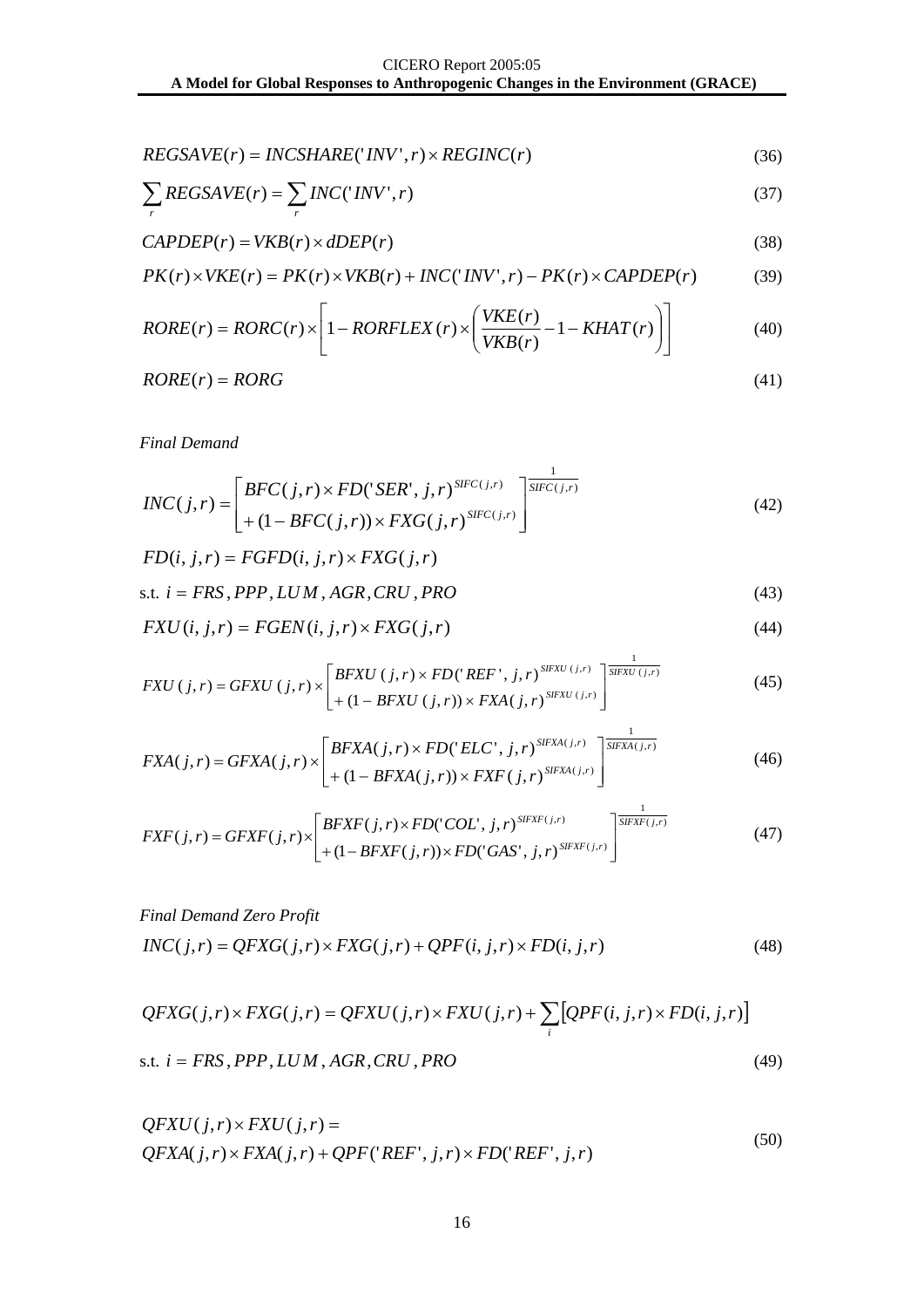$$REGSAVE(r) = INCSHARE('INV', r) \times REGINC(r) \tag{36}$$

$$\sum_r REGSAVE(r) = \sum_r INC('INV', r) \tag{37}$$

$$CAPDEP(r) = VKB(r) \times dDEP(r) \tag{38}$$

$$PK(r) \times VKE(r) = PK(r) \times VKB(r) + INC('INV', r) - PK(r) \times CAPDEP(r) \tag{39}$$

$$RORE(r) = RORC(r) \times \left[ 1 - RORFLEX(r) \times \left( \frac{VKE(r)}{VKB(r)} - 1 - KHAT(r) \right) \right] \tag{40}$$

$$RORE(r) = RORG \tag{41}$$

*Final Demand*

$$INC(j,r) = \begin{bmatrix} BFC(j,r) \times FD('SER', j,r)^{SIFC(j,r)} \\ + (1 - BFC(j,r)) \times FXG(j,r)^{SIFC(j,r)} \end{bmatrix}^{\frac{1}{SIFC(j,r)}} \tag{42}$$

$$FD(i,j,r) = FGFD(i,j,r) \times FXG(j,r)$$

$$\text{s.t. } i = FRS, PPP, LUM, AGR, CRU, PRO \tag{43}$$

$$FXU(i,j,r) = FGEN(i,j,r) \times FXG(j,r) \tag{44}$$

$$FXU(j,r) = GFXU(j,r) \times \begin{bmatrix} BFXU(j,r) \times FD('REF', j,r)^{SIFXU(j,r)} \\ + (1 - BFXU(j,r)) \times FXA(j,r)^{SIFXU(j,r)} \end{bmatrix}^{\frac{1}{SIFXU(j,r)}} \tag{45}$$

$$FXA(j,r) = GFXA(j,r) \times \begin{bmatrix} BFXA(j,r) \times FD('ELC', j,r)^{SIFXA(j,r)} \\ + (1 - BFXA(j,r)) \times FXF(j,r)^{SIFXA(j,r)} \end{bmatrix}^{\frac{1}{SIFXA(j,r)}} \tag{46}$$

$$FXF(j,r) = GFXF(j,r) \times \begin{bmatrix} BFXF(j,r) \times FD('COL', j,r)^{SIFXF(j,r)} \\ + (1 - BFXF(j,r)) \times FD('GAS', j,r)^{SIFXF(j,r)} \end{bmatrix}^{\frac{1}{SIFXF(j,r)}} \tag{47}$$

*Final Demand Zero Profit*

$$INC(j,r) = QFXG(j,r) \times FXG(j,r) + QPF(i,j,r) \times FD(i,j,r) \tag{48}$$

$$QFXG(j,r) \times FXG(j,r) = QFXU(j,r) \times FXU(j,r) + \sum_i \left[ QPF(i,j,r) \times FD(i,j,r) \right]$$

$$\text{s.t. } i = FRS, PPP, LUM, AGR, CRU, PRO \tag{49}$$

$$\begin{aligned} & QFXU(j,r) \times FXU(j,r) = \\ & QFXA(j,r) \times FXA(j,r) + QPF('REF', j,r) \times FD('REF', j,r) \end{aligned} \tag{50}$$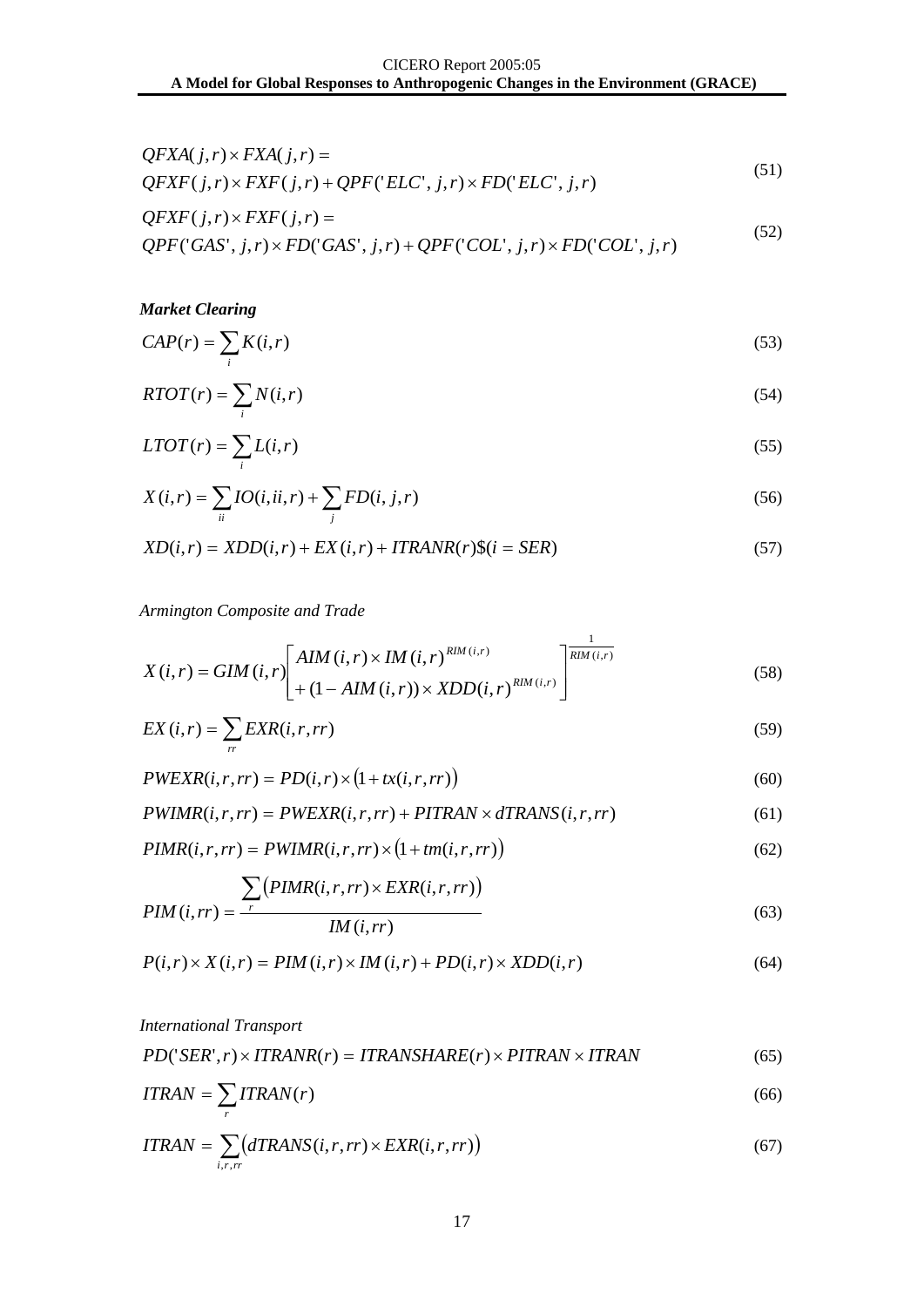$$QFXA(j,r) \times FXA(j,r) = QFXF(j,r) \times FXF(j,r) + QPF('ELC', j,r) \times FD('ELC', j,r) \tag{51}$$

$$QFXF(j,r) \times FXF(j,r) = QPF('GAS', j,r) \times FD('GAS', j,r) + QPF('COL', j,r) \times FD('COL', j,r) \tag{52}$$

***Market Clearing***

$$CAP(r) = \sum_i K(i,r) \tag{53}$$

$$RTOT(r) = \sum_i N(i,r) \tag{54}$$

$$LTOT(r) = \sum_i L(i,r) \tag{55}$$

$$X(i,r) = \sum_{ii} IO(i,ii,r) + \sum_j FD(i,j,r) \tag{56}$$

$$XD(i,r) = XDD(i,r) + EX(i,r) + ITRANR(r)\$(i = SER) \tag{57}$$

*Armington Composite and Trade*

$$X(i,r) = GIM(i,r)\left[\begin{matrix} AIM(i,r) \times IM(i,r)^{RIM(i,r)} \\ + (1 - AIM(i,r)) \times XDD(i,r)^{RIM(i,r)} \end{matrix}\right]^{\frac{1}{RIM(i,r)}} \tag{58}$$

$$EX(i,r) = \sum_{rr} EXR(i,r,rr) \tag{59}$$

$$PWEXR(i,r,rr) = PD(i,r) \times (1 + tx(i,r,rr)) \tag{60}$$

$$PWIMR(i,r,rr) = PWEXR(i,r,rr) + PITRAN \times dTRANS(i,r,rr) \tag{61}$$

$$PIMR(i,r,rr) = PWIMR(i,r,rr) \times (1 + tm(i,r,rr)) \tag{62}$$

$$PIM(i,rr) = \frac{\sum_r (PIMR(i,r,rr) \times EXR(i,r,rr))}{IM(i,rr)} \tag{63}$$

$$P(i,r) \times X(i,r) = PIM(i,r) \times IM(i,r) + PD(i,r) \times XDD(i,r) \tag{64}$$

*International Transport*

$$PD('SER',r) \times ITRANR(r) = ITRANSHARE(r) \times PITRAN \times ITRAN \tag{65}$$

$$ITRAN = \sum_r ITRAN(r) \tag{66}$$

$$ITRAN = \sum_{i,r,rr} (dTRANS(i,r,rr) \times EXR(i,r,rr)) \tag{67}$$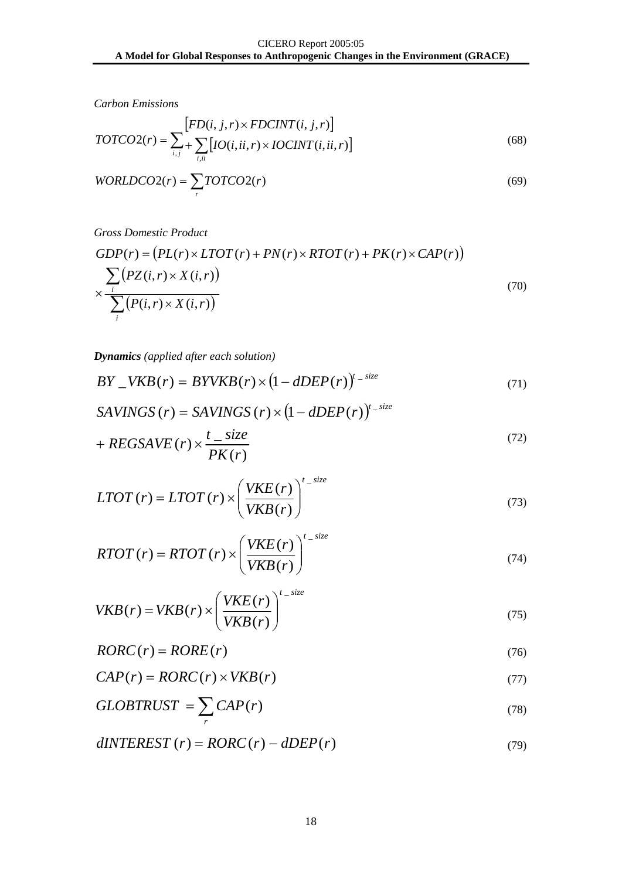*Carbon Emissions*

$$TOTCO2(r) = \sum_{i,j} \begin{matrix} [FD(i,j,r) \times FDCINT(i,j,r)] \\ + \sum_{i,ii} [IO(i,ii,r) \times IOCINT(i,ii,r)] \end{matrix} \tag{68}$$

$$WORLDCO2(r) = \sum_{r} TOTCO2(r) \tag{69}$$

*Gross Domestic Product*

$$GDP(r) = \left(PL(r) \times LTOT(r) + PN(r) \times RTOT(r) + PK(r) \times CAP(r)\right) \times \frac{\sum_{i}\left(PZ(i,r) \times X(i,r)\right)}{\sum_{i}\left(P(i,r) \times X(i,r)\right)} \tag{70}$$

***Dynamics** (applied after each solution)*

$$BY\_VKB(r) = BYVKB(r) \times \left(1 - dDEP(r)\right)^{t\_size} \tag{71}$$

$$SAVINGS(r) = SAVINGS(r) \times \left(1 - dDEP(r)\right)^{t\_size} + REGSAVE(r) \times \frac{t\_size}{PK(r)} \tag{72}$$

$$LTOT(r) = LTOT(r) \times \left(\frac{VKE(r)}{VKB(r)}\right)^{t\_size} \tag{73}$$

$$RTOT(r) = RTOT(r) \times \left(\frac{VKE(r)}{VKB(r)}\right)^{t\_size} \tag{74}$$

$$VKB(r) = VKB(r) \times \left(\frac{VKE(r)}{VKB(r)}\right)^{t\_size} \tag{75}$$

$$RORC(r) = RORE(r) \tag{76}$$

$$CAP(r) = RORC(r) \times VKB(r) \tag{77}$$

$$GLOBTRUST = \sum_{r} CAP(r) \tag{78}$$

$$dINTEREST(r) = RORC(r) - dDEP(r) \tag{79}$$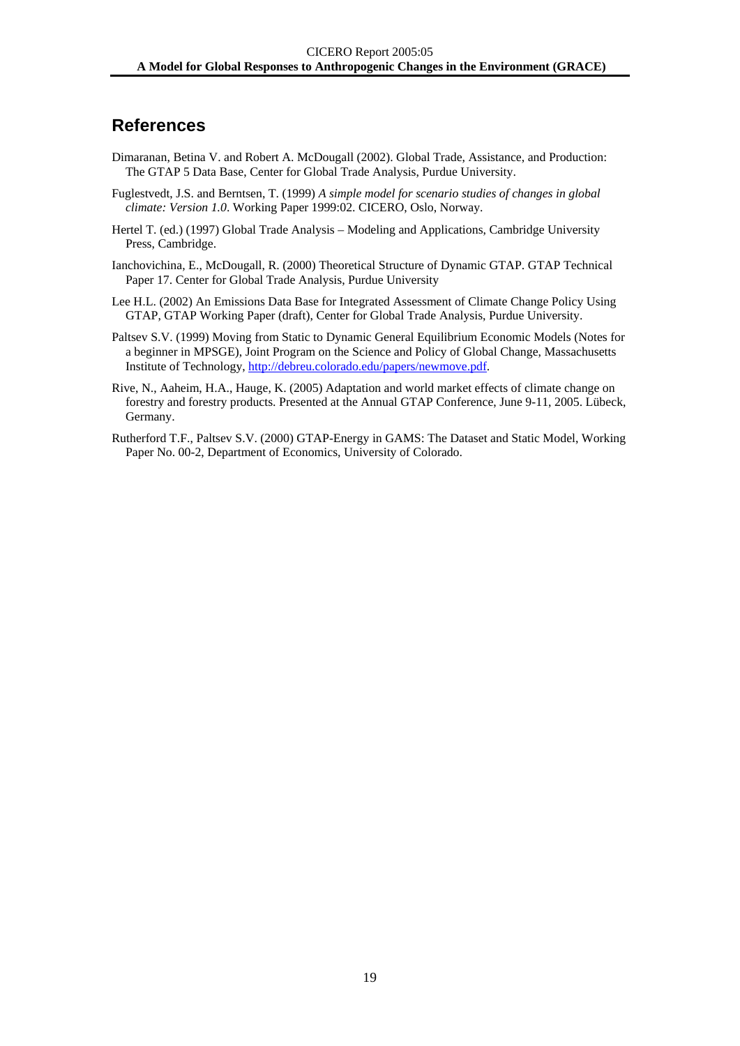## References

Dimaranan, Betina V. and Robert A. McDougall (2002). Global Trade, Assistance, and Production: The GTAP 5 Data Base, Center for Global Trade Analysis, Purdue University.

Fuglestvedt, J.S. and Berntsen, T. (1999) *A simple model for scenario studies of changes in global climate: Version 1.0*. Working Paper 1999:02. CICERO, Oslo, Norway.

Hertel T. (ed.) (1997) Global Trade Analysis – Modeling and Applications, Cambridge University Press, Cambridge.

Ianchovichina, E., McDougall, R. (2000) Theoretical Structure of Dynamic GTAP. GTAP Technical Paper 17. Center for Global Trade Analysis, Purdue University

Lee H.L. (2002) An Emissions Data Base for Integrated Assessment of Climate Change Policy Using GTAP, GTAP Working Paper (draft), Center for Global Trade Analysis, Purdue University.

Paltsev S.V. (1999) Moving from Static to Dynamic General Equilibrium Economic Models (Notes for a beginner in MPSGE), Joint Program on the Science and Policy of Global Change, Massachusetts Institute of Technology, http://debreu.colorado.edu/papers/newmove.pdf.

Rive, N., Aaheim, H.A., Hauge, K. (2005) Adaptation and world market effects of climate change on forestry and forestry products. Presented at the Annual GTAP Conference, June 9-11, 2005. Lübeck, Germany.

Rutherford T.F., Paltsev S.V. (2000) GTAP-Energy in GAMS: The Dataset and Static Model, Working Paper No. 00-2, Department of Economics, University of Colorado.